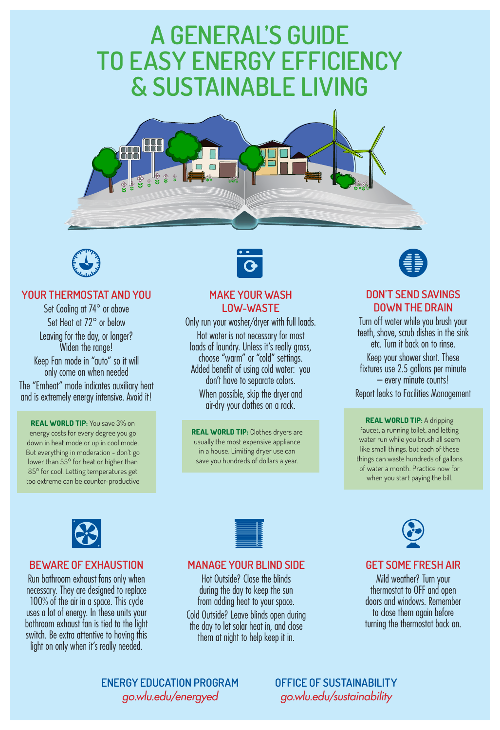# A GENERAL'S GUIDE TO EASY ENERGY EFFICIENCY & SUSTAINABLE LIVING

## YOUR THERMOSTAT AND YOU

Set Cooling at 74° or above

Set Heat at 72° or below

Leaving for the day, or longer? Widen the range!

Keep Fan mode in "auto" so it will only come on when needed

The "Emheat" mode indicates auxiliary heat and is extremely energy intensive. Avoid it!

**REAL WORLD TIP:** You save 3% on energy costs for every degree you go down in heat mode or up in cool mode. But everything in moderation - don't go lower than 55° for heat or higher than 85° for cool. Letting temperatures get too extreme can be counter-productive

## MAKE YOUR WASH LOW-WASTE

Only run your washer/dryer with full loads.

Hot water is not necessary for most loads of laundry. Unless it's really gross, choose "warm" or "cold" settings. Added benefit of using cold water: you don't have to separate colors.

When possible, skip the dryer and air-dry your clothes on a rack.

**REAL WORLD TIP:** Clothes dryers are usually the most expensive appliance in a house. Limiting dryer use can save you hundreds of dollars a year.

## DON'T SEND SAVINGS DOWN THE DRAIN

Turn off water while you brush your teeth, shave, scrub dishes in the sink etc. Turn it back on to rinse.

Keep your shower short. These fixtures use 2.5 gallons per minute – every minute counts!

Report leaks to Facilities Management

**REAL WORLD TIP:** A dripping faucet, a running toilet, and letting water run while you brush all seem like small things, but each of these things can waste hundreds of gallons of water a month. Practice now for when you start paying the bill.

## BEWARE OF EXHAUSTION

Run bathroom exhaust fans only when necessary. They are designed to replace 100% of the air in a space. This cycle uses a lot of energy. In these units your bathroom exhaust fan is tied to the light switch. Be extra attentive to having this light on only when it's really needed.

## MANAGE YOUR BLIND SIDE

Hot Outside? Close the blinds during the day to keep the sun from adding heat to your space.

Cold Outside? Leave blinds open during the day to let solar heat in, and close them at night to help keep it in.

## GET SOME FRESH AIR

Mild weather? Turn your thermostat to OFF and open doors and windows. Remember to close them again before turning the thermostat back on.

**ENERGY EDUCATION PROGRAM**
*go.wlu.edu/energyed*

**OFFICE OF SUSTAINABILITY**
*go.wlu.edu/sustainability*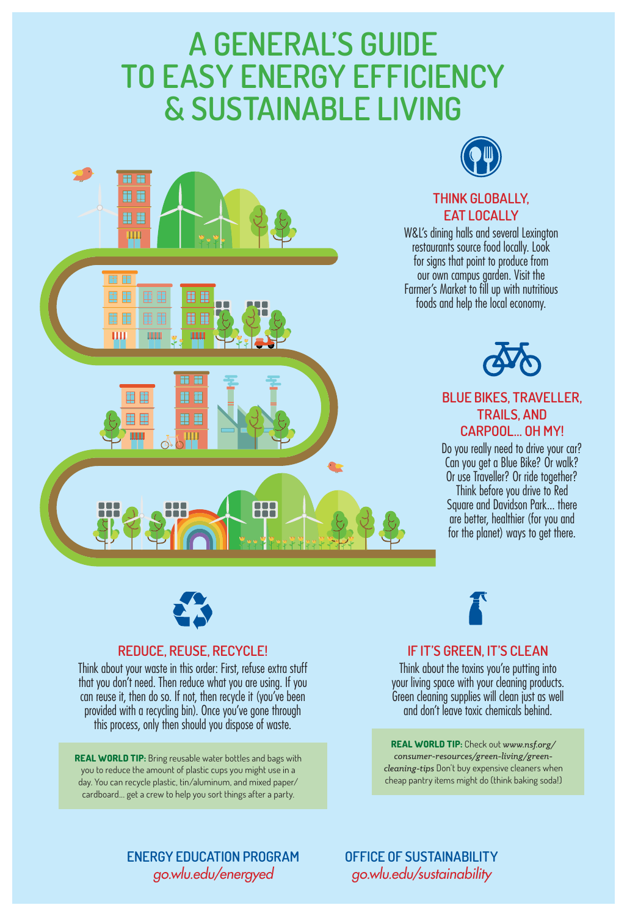# A GENERAL'S GUIDE TO EASY ENERGY EFFICIENCY & SUSTAINABLE LIVING

## THINK GLOBALLY, EAT LOCALLY

W&L's dining halls and several Lexington restaurants source food locally. Look for signs that point to produce from our own campus garden. Visit the Farmer's Market to fill up with nutritious foods and help the local economy.

## BLUE BIKES, TRAVELLER, TRAILS, AND CARPOOL... OH MY!

Do you really need to drive your car? Can you get a Blue Bike? Or walk? Or use Traveller? Or ride together? Think before you drive to Red Square and Davidson Park... there are better, healthier (for you and for the planet) ways to get there.

## REDUCE, REUSE, RECYCLE!

Think about your waste in this order: First, refuse extra stuff that you don't need. Then reduce what you are using. If you can reuse it, then do so. If not, then recycle it (you've been provided with a recycling bin). Once you've gone through this process, only then should you dispose of waste.

**REAL WORLD TIP:** Bring reusable water bottles and bags with you to reduce the amount of plastic cups you might use in a day. You can recycle plastic, tin/aluminum, and mixed paper/cardboard... get a crew to help you sort things after a party.

## IF IT'S GREEN, IT'S CLEAN

Think about the toxins you're putting into your living space with your cleaning products. Green cleaning supplies will clean just as well and don't leave toxic chemicals behind.

**REAL WORLD TIP:** Check out *www.nsf.org/consumer-resources/green-living/green-cleaning-tips* Don't buy expensive cleaners when cheap pantry items might do (think baking soda!)

ENERGY EDUCATION PROGRAM
*go.wlu.edu/energyed*

OFFICE OF SUSTAINABILITY
*go.wlu.edu/sustainability*